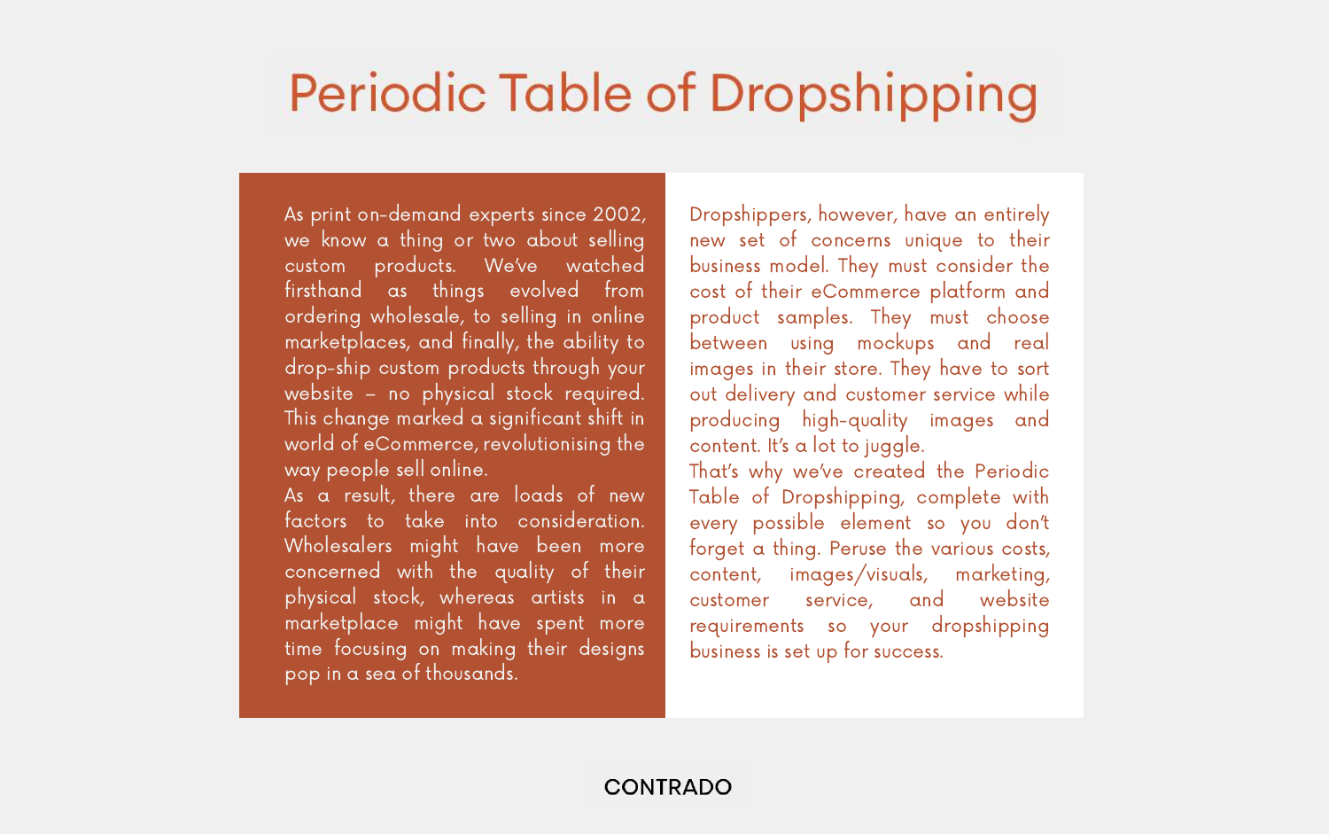# Periodic Table of Dropshipping

As print on-demand experts since 2002, we know a thing or two about selling custom products. We've watched firsthand as things evolved from ordering wholesale, to selling in online marketplaces, and finally, the ability to drop-ship custom products through your website – no physical stock required. This change marked a significant shift in world of eCommerce, revolutionising the way people sell online.

As a result, there are loads of new factors to take into consideration. Wholesalers might have been more concerned with the quality of their physical stock, whereas artists in a marketplace might have spent more time focusing on making their designs pop in a sea of thousands.

Dropshippers, however, have an entirely new set of concerns unique to their business model. They must consider the cost of their eCommerce platform and product samples. They must choose between using mockups and real images in their store. They have to sort out delivery and customer service while producing high-quality images and content. It's a lot to juggle.

That's why we've created the Periodic Table of Dropshipping, complete with every possible element so you don't forget a thing. Peruse the various costs, content, images/visuals, marketing, customer service, and website requirements so your dropshipping business is set up for success.

CONTRADO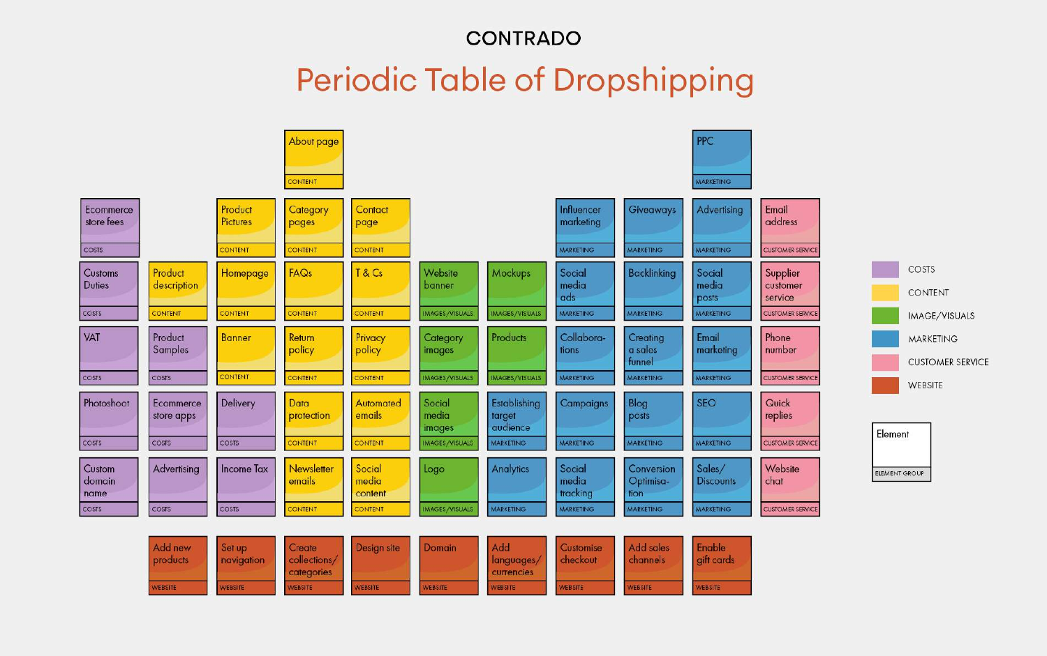CONTRADO

# Periodic Table of Dropshipping

| | | | | | | | | | | |
|---|---|---|---|---|---|---|---|---|---|---|
| | | | About page (CONTENT) | | | | | | PPC (MARKETING) | |
| Ecommerce store fees (COSTS) | | Product Pictures (CONTENT) | Category pages (CONTENT) | Contact page (CONTENT) | | | Influencer marketing (MARKETING) | Giveaways (MARKETING) | Advertising (MARKETING) | Email address (CUSTOMER SERVICE) |
| Customs Duties (COSTS) | Product description (CONTENT) | Homepage (CONTENT) | FAQs (CONTENT) | T & Cs (CONTENT) | Website banner (IMAGES/VISUALS) | Mockups (IMAGES/VISUALS) | Social media ads (MARKETING) | Backlinking (MARKETING) | Social media posts (MARKETING) | Supplier customer service (CUSTOMER SERVICE) |
| VAT (COSTS) | Product Samples (COSTS) | Banner (CONTENT) | Return policy (CONTENT) | Privacy policy (CONTENT) | Category images (IMAGES/VISUALS) | Products (IMAGES/VISUALS) | Collaborations (MARKETING) | Creating a sales funnel (MARKETING) | Email marketing (MARKETING) | Phone number (CUSTOMER SERVICE) |
| Photoshoot (COSTS) | Ecommerce store apps (COSTS) | Delivery (COSTS) | Data protection (CONTENT) | Automated emails (CONTENT) | Social media images (IMAGES/VISUALS) | Establishing target audience (MARKETING) | Campaigns (MARKETING) | Blog posts (MARKETING) | SEO (MARKETING) | Quick replies (CUSTOMER SERVICE) |
| Custom domain name (COSTS) | Advertising (COSTS) | Income Tax (COSTS) | Newsletter emails (CONTENT) | Social media content (CONTENT) | Logo (IMAGES/VISUALS) | Analytics (MARKETING) | Social media tracking (MARKETING) | Conversion Optimisation (MARKETING) | Sales/Discounts (MARKETING) | Website chat (CUSTOMER SERVICE) |
| | Add new products (WEBSITE) | Set up navigation (WEBSITE) | Create collections/categories (WEBSITE) | Design site (WEBSITE) | Domain (WEBSITE) | Add languages/currencies (WEBSITE) | Customise checkout (WEBSITE) | Add sales channels (WEBSITE) | Enable gift cards (WEBSITE) | |

**Legend:**

- COSTS
- CONTENT
- IMAGE/VISUALS
- MARKETING
- CUSTOMER SERVICE
- WEBSITE

Element (ELEMENT GROUP)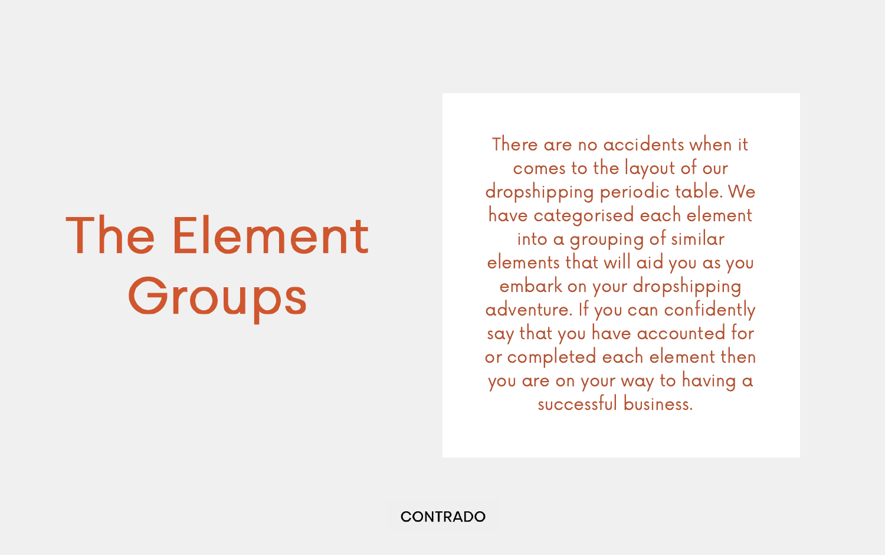# The Element Groups

There are no accidents when it comes to the layout of our dropshipping periodic table. We have categorised each element into a grouping of similar elements that will aid you as you embark on your dropshipping adventure. If you can confidently say that you have accounted for or completed each element then you are on your way to having a successful business.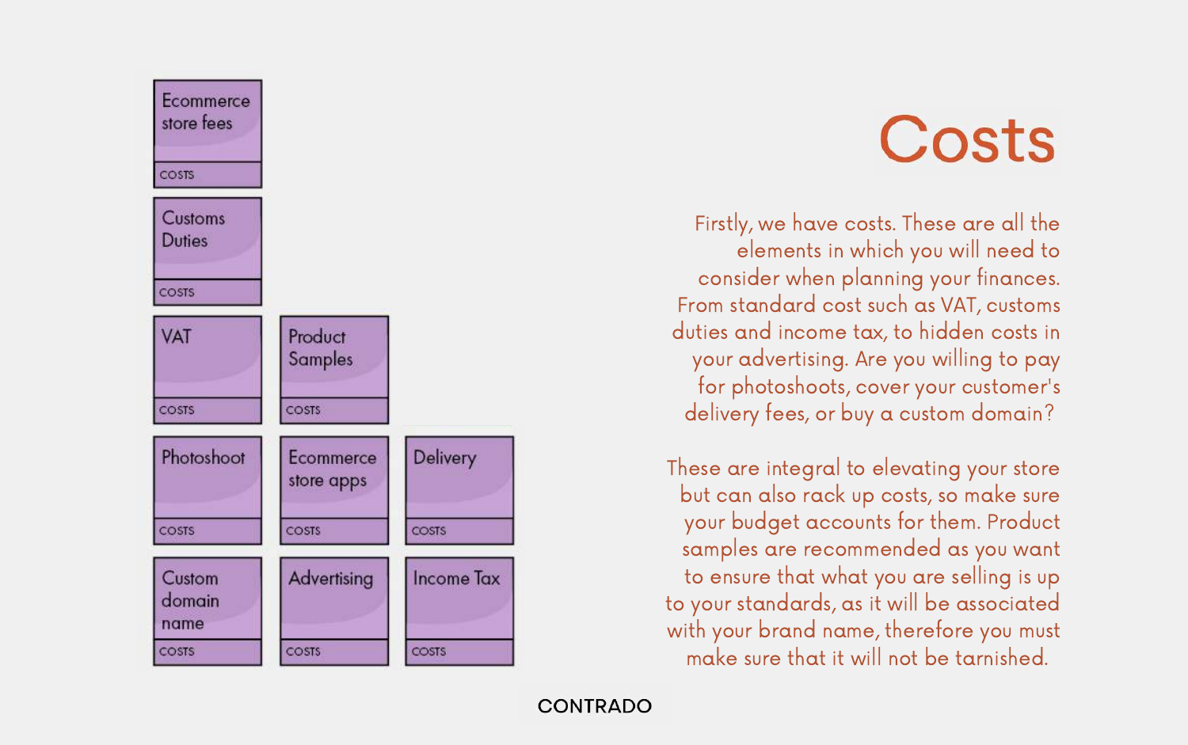| Ecommerce store fees | | |
| --- | --- | --- |
| COSTS | | |
| Customs Duties | | |
| COSTS | | |
| VAT | Product Samples | |
| COSTS | COSTS | |
| Photoshoot | Ecommerce store apps | Delivery |
| COSTS | COSTS | COSTS |
| Custom domain name | Advertising | Income Tax |
| COSTS | COSTS | COSTS |

# Costs

Firstly, we have costs. These are all the elements in which you will need to consider when planning your finances. From standard cost such as VAT, customs duties and income tax, to hidden costs in your advertising. Are you willing to pay for photoshoots, cover your customer's delivery fees, or buy a custom domain?

These are integral to elevating your store but can also rack up costs, so make sure your budget accounts for them. Product samples are recommended as you want to ensure that what you are selling is up to your standards, as it will be associated with your brand name, therefore you must make sure that it will not be tarnished.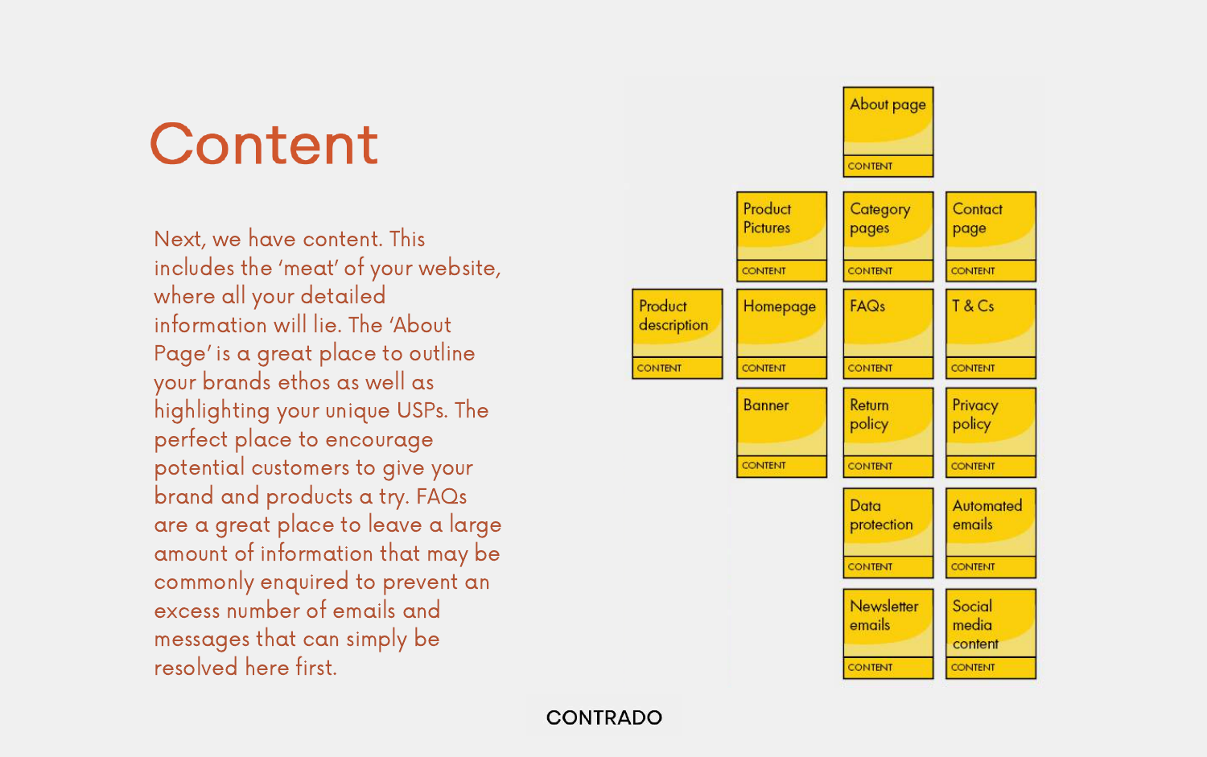# Content

Next, we have content. This includes the 'meat' of your website, where all your detailed information will lie. The 'About Page' is a great place to outline your brands ethos as well as highlighting your unique USPs. The perfect place to encourage potential customers to give your brand and products a try. FAQs are a great place to leave a large amount of information that may be commonly enquired to prevent an excess number of emails and messages that can simply be resolved here first.

- About page — CONTENT
- Product Pictures — CONTENT
- Category pages — CONTENT
- Contact page — CONTENT
- Product description — CONTENT
- Homepage — CONTENT
- FAQs — CONTENT
- T & Cs — CONTENT
- Banner — CONTENT
- Return policy — CONTENT
- Privacy policy — CONTENT
- Data protection — CONTENT
- Automated emails — CONTENT
- Newsletter emails — CONTENT
- Social media content — CONTENT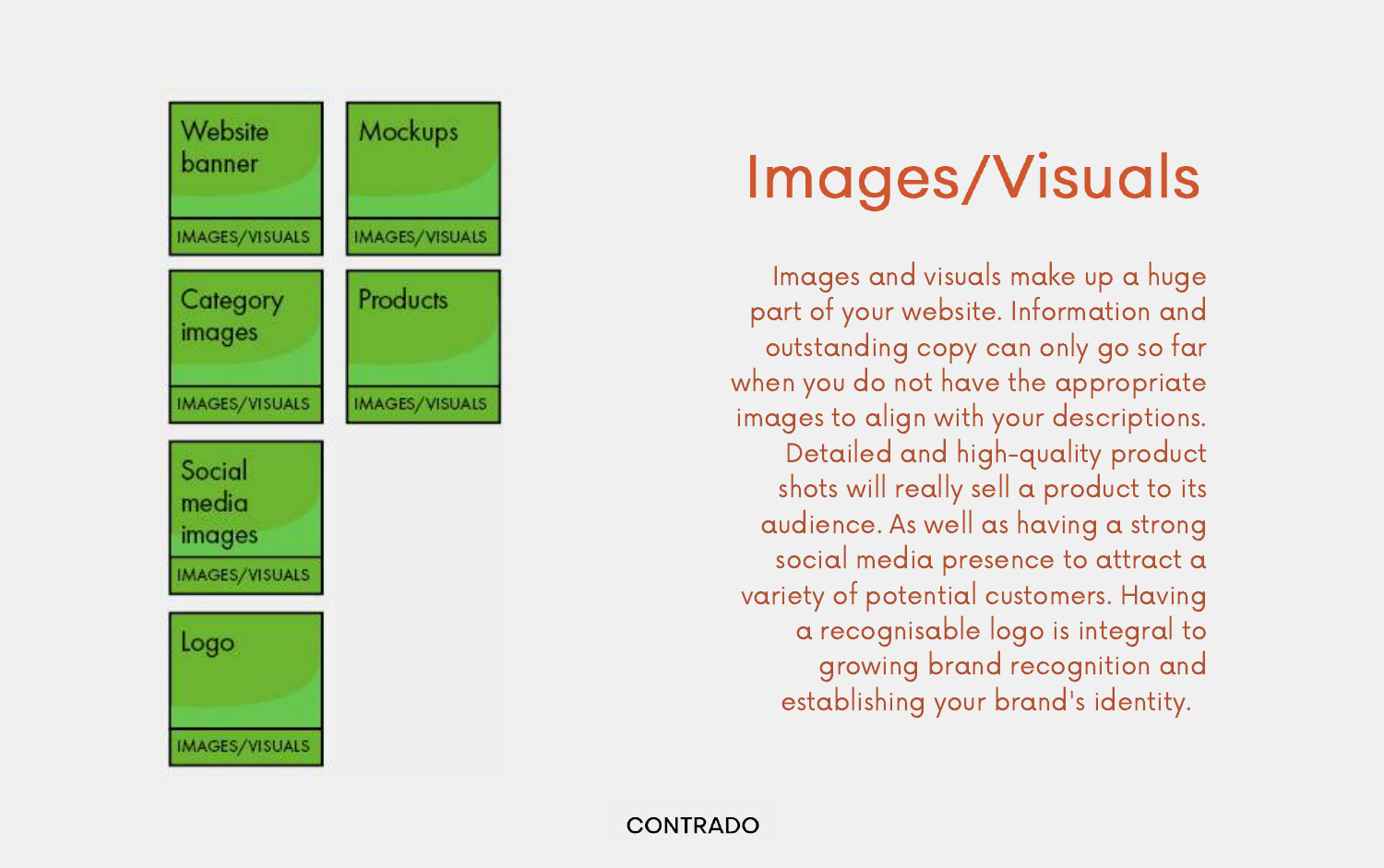| Website banner | Mockups |
| --- | --- |
| IMAGES/VISUALS | IMAGES/VISUALS |
| Category images | Products |
| IMAGES/VISUALS | IMAGES/VISUALS |
| Social media images | |
| IMAGES/VISUALS | |
| Logo | |
| IMAGES/VISUALS | |

# Images/Visuals

Images and visuals make up a huge part of your website. Information and outstanding copy can only go so far when you do not have the appropriate images to align with your descriptions. Detailed and high-quality product shots will really sell a product to its audience. As well as having a strong social media presence to attract a variety of potential customers. Having a recognisable logo is integral to growing brand recognition and establishing your brand's identity.

CONTRADO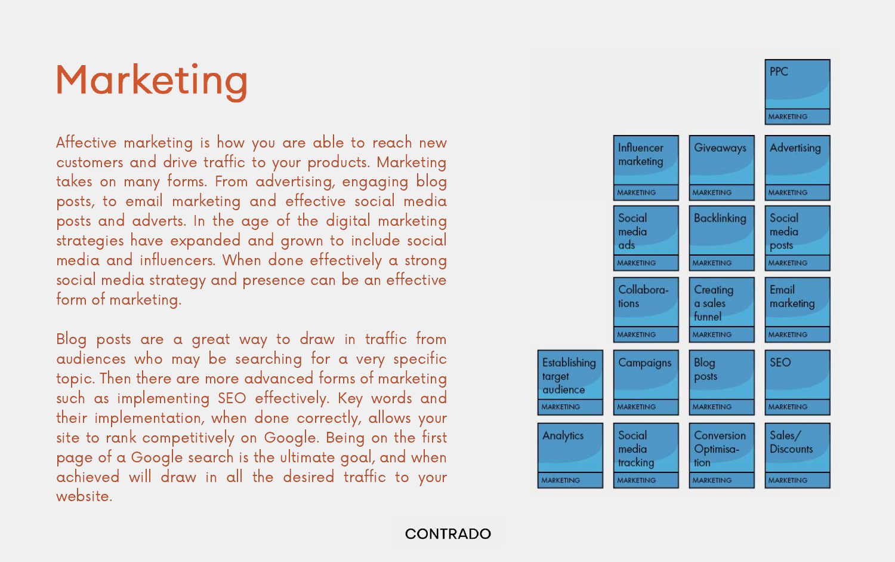# Marketing

Affective marketing is how you are able to reach new customers and drive traffic to your products. Marketing takes on many forms. From advertising, engaging blog posts, to email marketing and effective social media posts and adverts. In the age of the digital marketing strategies have expanded and grown to include social media and influencers. When done effectively a strong social media strategy and presence can be an effective form of marketing.

Blog posts are a great way to draw in traffic from audiences who may be searching for a very specific topic. Then there are more advanced forms of marketing such as implementing SEO effectively. Key words and their implementation, when done correctly, allows your site to rank competitively on Google. Being on the first page of a Google search is the ultimate goal, and when achieved will draw in all the desired traffic to your website.

| | | | |
|---|---|---|---|
| | | | PPC MARKETING |
| | Influencer marketing MARKETING | Giveaways MARKETING | Advertising MARKETING |
| | Social media ads MARKETING | Backlinking MARKETING | Social media posts MARKETING |
| | Collaborations MARKETING | Creating a sales funnel MARKETING | Email marketing MARKETING |
| Establishing target audience MARKETING | Campaigns MARKETING | Blog posts MARKETING | SEO MARKETING |
| Analytics MARKETING | Social media tracking MARKETING | Conversion Optimisation MARKETING | Sales/ Discounts MARKETING |

CONTRADO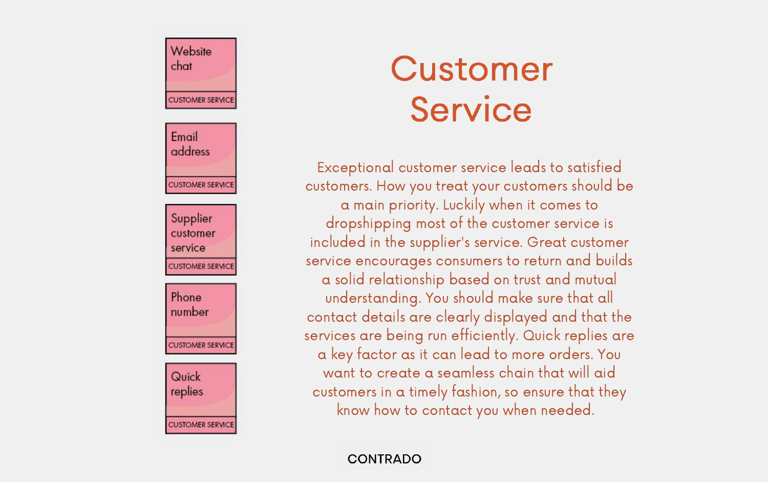Website chat

CUSTOMER SERVICE

Email address

CUSTOMER SERVICE

Supplier customer service

CUSTOMER SERVICE

Phone number

CUSTOMER SERVICE

Quick replies

CUSTOMER SERVICE

# Customer Service

Exceptional customer service leads to satisfied customers. How you treat your customers should be a main priority. Luckily when it comes to dropshipping most of the customer service is included in the supplier's service. Great customer service encourages consumers to return and builds a solid relationship based on trust and mutual understanding. You should make sure that all contact details are clearly displayed and that the services are being run efficiently. Quick replies are a key factor as it can lead to more orders. You want to create a seamless chain that will aid customers in a timely fashion, so ensure that they know how to contact you when needed.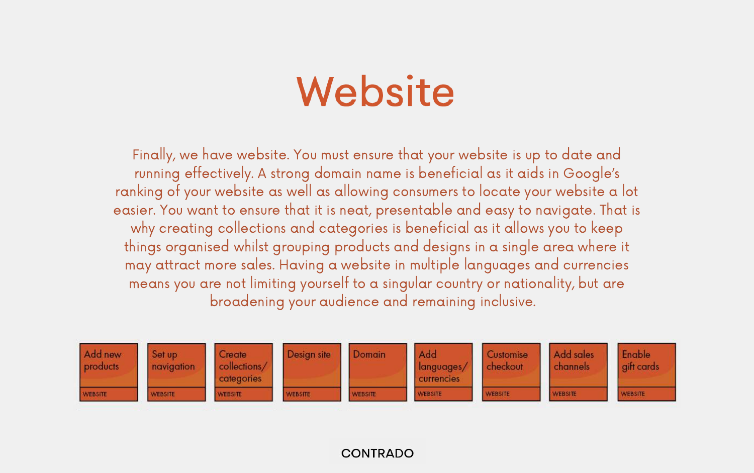# Website

Finally, we have website. You must ensure that your website is up to date and running effectively. A strong domain name is beneficial as it aids in Google's ranking of your website as well as allowing consumers to locate your website a lot easier. You want to ensure that it is neat, presentable and easy to navigate. That is why creating collections and categories is beneficial as it allows you to keep things organised whilst grouping products and designs in a single area where it may attract more sales. Having a website in multiple languages and currencies means you are not limiting yourself to a singular country or nationality, but are broadening your audience and remaining inclusive.

| | | | | | | | | |
|---|---|---|---|---|---|---|---|---|
| Add new products | Set up navigation | Create collections/ categories | Design site | Domain | Add languages/ currencies | Customise checkout | Add sales channels | Enable gift cards |
| WEBSITE | WEBSITE | WEBSITE | WEBSITE | WEBSITE | WEBSITE | WEBSITE | WEBSITE | WEBSITE |

CONTRADO